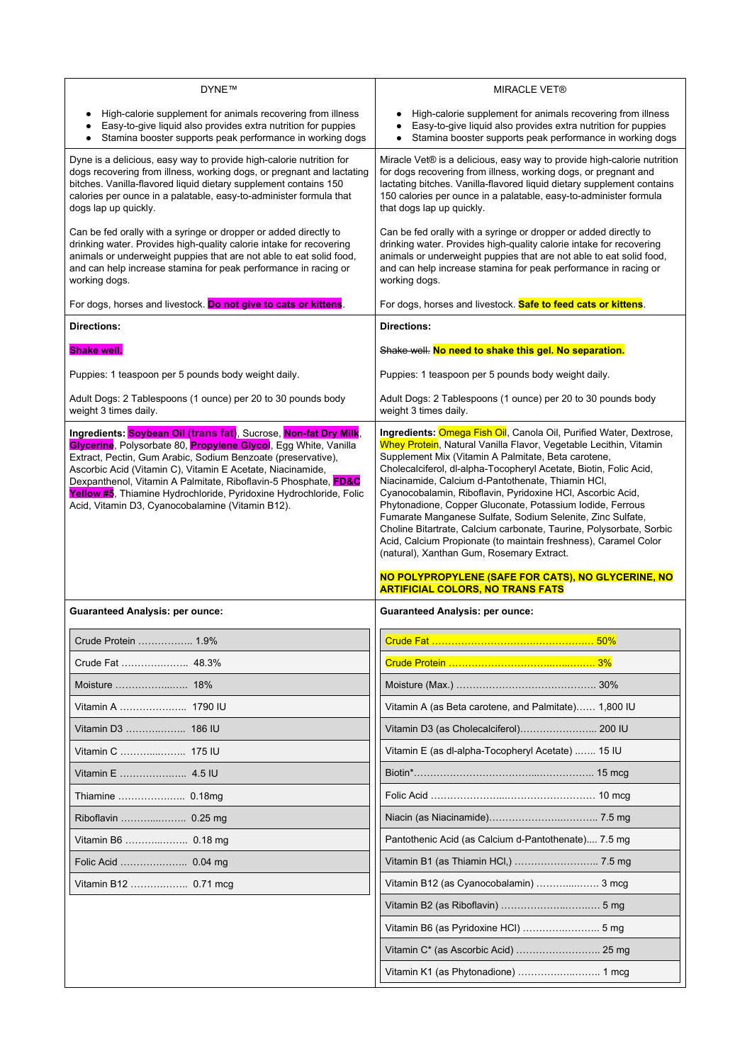| DYNE™ | MIRACLE VET® |
|---|---|
| • High-calorie supplement for animals recovering from illness<br>• Easy-to-give liquid also provides extra nutrition for puppies<br>• Stamina booster supports peak performance in working dogs | • High-calorie supplement for animals recovering from illness<br>• Easy-to-give liquid also provides extra nutrition for puppies<br>• Stamina booster supports peak performance in working dogs |
| Dyne is a delicious, easy way to provide high-calorie nutrition for dogs recovering from illness, working dogs, or pregnant and lactating bitches. Vanilla-flavored liquid dietary supplement contains 150 calories per ounce in a palatable, easy-to-administer formula that dogs lap up quickly.<br><br>Can be fed orally with a syringe or dropper or added directly to drinking water. Provides high-quality calorie intake for recovering animals or underweight puppies that are not able to eat solid food, and can help increase stamina for peak performance in racing or working dogs.<br><br>For dogs, horses and livestock. **Do not give to cats or kittens**. | Miracle Vet® is a delicious, easy way to provide high-calorie nutrition for dogs recovering from illness, working dogs, or pregnant and lactating bitches. Vanilla-flavored liquid dietary supplement contains 150 calories per ounce in a palatable, easy-to-administer formula that dogs lap up quickly.<br><br>Can be fed orally with a syringe or dropper or added directly to drinking water. Provides high-quality calorie intake for recovering animals or underweight puppies that are not able to eat solid food, and can help increase stamina for peak performance in racing or working dogs.<br><br>For dogs, horses and livestock. **Safe to feed cats or kittens**. |
| **Directions:**<br><br>**Shake well.**<br><br>Puppies: 1 teaspoon per 5 pounds body weight daily.<br><br>Adult Dogs: 2 Tablespoons (1 ounce) per 20 to 30 pounds body weight 3 times daily. | **Directions:**<br><br>~~Shake well.~~ **No need to shake this gel. No separation.**<br><br>Puppies: 1 teaspoon per 5 pounds body weight daily.<br><br>Adult Dogs: 2 Tablespoons (1 ounce) per 20 to 30 pounds body weight 3 times daily. |
| **Ingredients:** **Soybean Oil (trans fat)**, Sucrose, **Non-fat Dry Milk**, **Glycerine**, Polysorbate 80, **Propylene Glycol**, Egg White, Vanilla Extract, Pectin, Gum Arabic, Sodium Benzoate (preservative), Ascorbic Acid (Vitamin C), Vitamin E Acetate, Niacinamide, Dexpanthenol, Vitamin A Palmitate, Riboflavin-5 Phosphate, **FD&C Yellow #5**, Thiamine Hydrochloride, Pyridoxine Hydrochloride, Folic Acid, Vitamin D3, Cyanocobalamine (Vitamin B12). | **Ingredients:** Omega Fish Oil, Canola Oil, Purified Water, Dextrose, Whey Protein, Natural Vanilla Flavor, Vegetable Lecithin, Vitamin Supplement Mix (Vitamin A Palmitate, Beta carotene, Cholecalciferol, dl-alpha-Tocopheryl Acetate, Biotin, Folic Acid, Niacinamide, Calcium d-Pantothenate, Thiamin HCl, Cyanocobalamin, Riboflavin, Pyridoxine HCl, Ascorbic Acid, Phytonadione, Copper Gluconate, Potassium Iodide, Ferrous Fumarate Manganese Sulfate, Sodium Selenite, Zinc Sulfate, Choline Bitartrate, Calcium carbonate, Taurine, Polysorbate, Sorbic Acid, Calcium Propionate (to maintain freshness), Caramel Color (natural), Xanthan Gum, Rosemary Extract.<br><br>**NO POLYPROPYLENE (SAFE FOR CATS), NO GLYCERINE, NO ARTIFICIAL COLORS, NO TRANS FATS** |
| **Guaranteed Analysis: per ounce:** | **Guaranteed Analysis: per ounce:** |
| Crude Protein …………….. 1.9% | Crude Fat …………………………………………. 50% |
| Crude Fat ………………… 48.3% | Crude Protein ……………………………………. 3% |
| Moisture …………………. 18% | Moisture (Max.) …………………………………. 30% |
| Vitamin A ……………….. 1790 IU | Vitamin A (as Beta carotene, and Palmitate)…… 1,800 IU |
| Vitamin D3 ………………. 186 IU | Vitamin D3 (as Cholecalciferol)………………….. 200 IU |
| Vitamin C ………………. 175 IU | Vitamin E (as dl-alpha-Tocopheryl Acetate) ……. 15 IU |
| Vitamin E ……………….. 4.5 IU | Biotin*………………………………………………. 15 mcg |
| Thiamine ……………….. 0.18mg | Folic Acid …………………………………………. 10 mcg |
| Riboflavin ……………… 0.25 mg | Niacin (as Niacinamide)…………………………. 7.5 mg |
| Vitamin B6 ……………… 0.18 mg | Pantothenic Acid (as Calcium d-Pantothenate).... 7.5 mg |
| Folic Acid ……………….. 0.04 mg | Vitamin B1 (as Thiamin HCl,) …………………….. 7.5 mg |
| Vitamin B12 ……………. 0.71 mcg | Vitamin B12 (as Cyanocobalamin) ………………. 3 mcg |
| | Vitamin B2 (as Riboflavin) ………………………. 5 mg |
| | Vitamin B6 (as Pyridoxine HCl) …………………. 5 mg |
| | Vitamin C* (as Ascorbic Acid) ……………………. 25 mg |
| | Vitamin K1 (as Phytonadione) …………………… 1 mcg |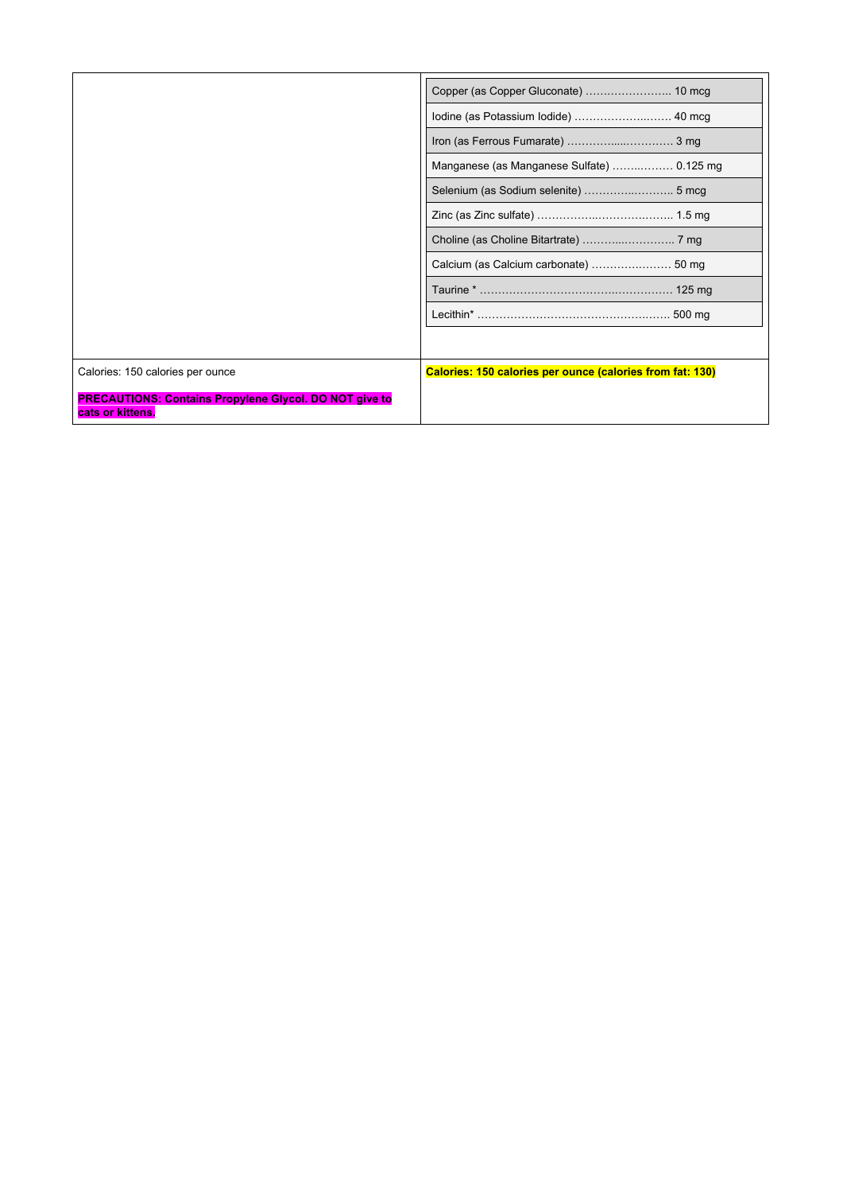| | |
|---|---|
| | Copper (as Copper Gluconate) …………………… 10 mcg<br>Iodine (as Potassium Iodide) ………………..…… 40 mcg<br>Iron (as Ferrous Fumarate) ……………..………… 3 mg<br>Manganese (as Manganese Sulfate) ……..……… 0.125 mg<br>Selenium (as Sodium selenite) ………….……….. 5 mcg<br>Zinc (as Zinc sulfate) ………………..………………. 1.5 mg<br>Choline (as Choline Bitartrate) ………...………….. 7 mg<br>Calcium (as Calcium carbonate) ……………….… 50 mg<br>Taurine * …………………………………….………… 125 mg<br>Lecithin* …………………………………………….. 500 mg |
| Calories: 150 calories per ounce<br><br>**PRECAUTIONS: Contains Propylene Glycol. DO NOT give to cats or kittens.** | **Calories: 150 calories per ounce (calories from fat: 130)** |